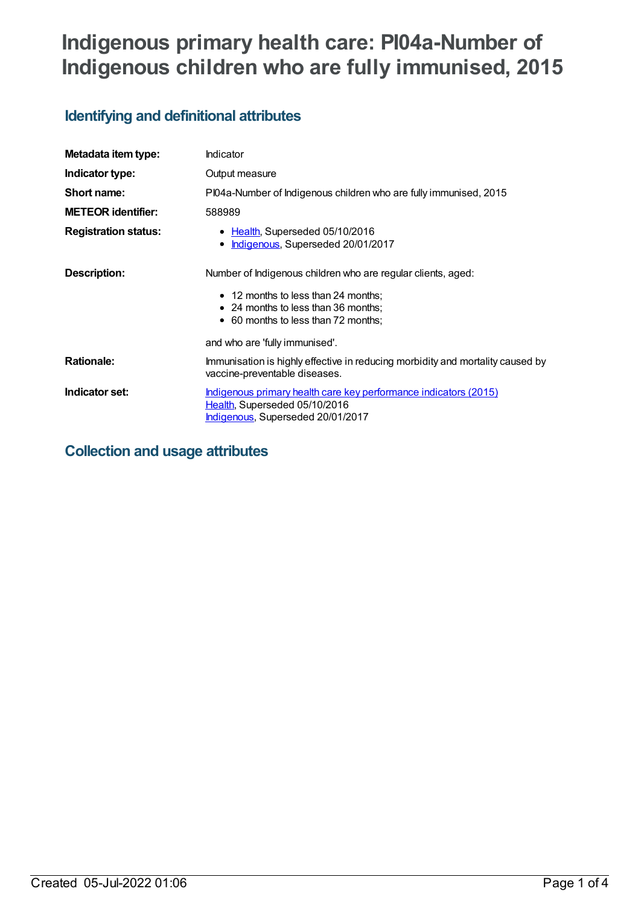# Indigenous primary health care: PI04a-Number of Indigenous children who are fully immunised, 2015

## Identifying and definitional attributes

| | |
|---|---|
| **Metadata item type:** | Indicator |
| **Indicator type:** | Output measure |
| **Short name:** | PI04a-Number of Indigenous children who are fully immunised, 2015 |
| **METEOR identifier:** | 588989 |
| **Registration status:** | • Health, Superseded 05/10/2016<br>• Indigenous, Superseded 20/01/2017 |
| **Description:** | Number of Indigenous children who are regular clients, aged:<br>• 12 months to less than 24 months;<br>• 24 months to less than 36 months;<br>• 60 months to less than 72 months;<br>and who are 'fully immunised'. |
| **Rationale:** | Immunisation is highly effective in reducing morbidity and mortality caused by vaccine-preventable diseases. |
| **Indicator set:** | Indigenous primary health care key performance indicators (2015)<br>Health, Superseded 05/10/2016<br>Indigenous, Superseded 20/01/2017 |

## Collection and usage attributes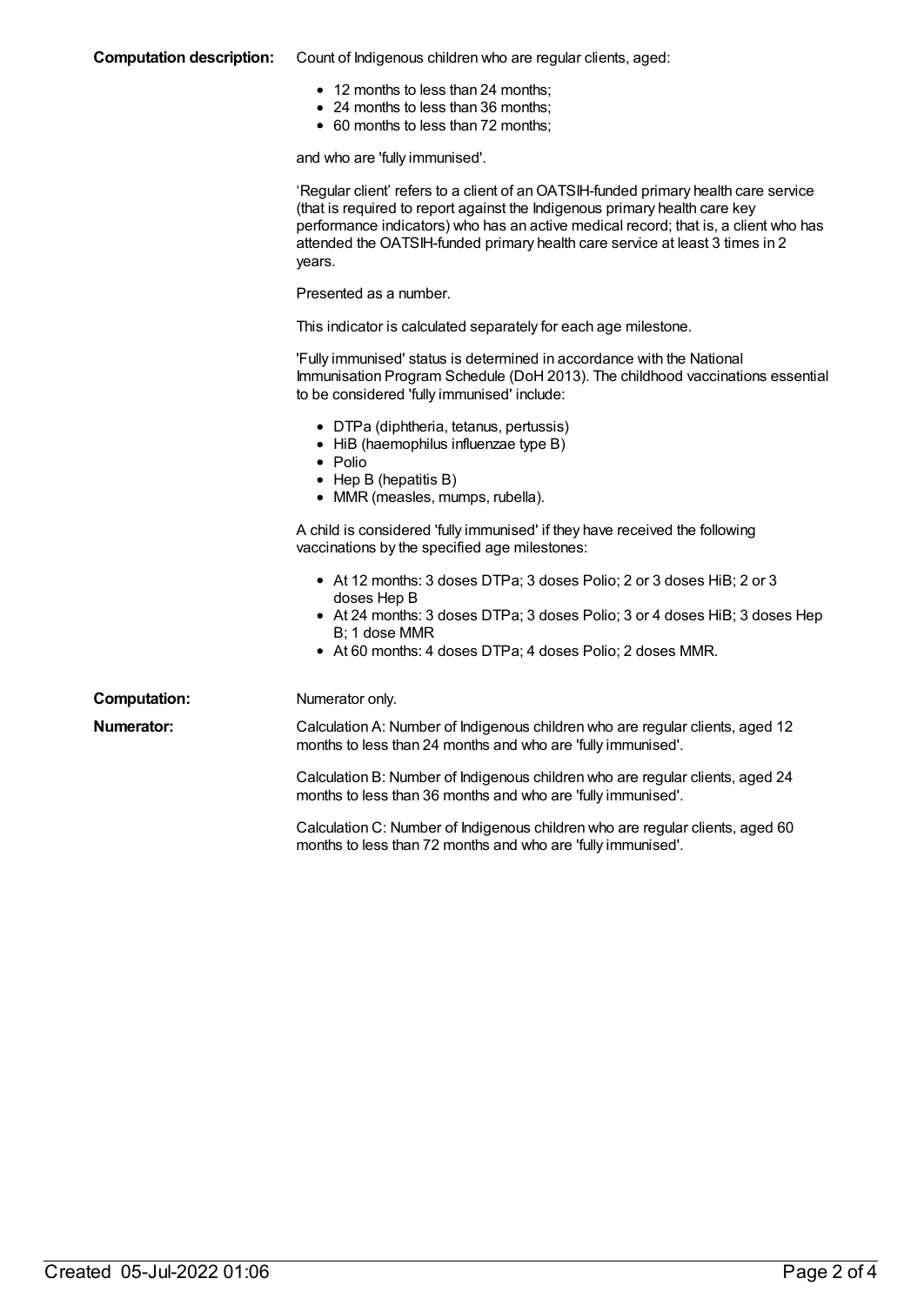**Computation description:** Count of Indigenous children who are regular clients, aged:

- 12 months to less than 24 months;
- 24 months to less than 36 months;
- 60 months to less than 72 months;

and who are 'fully immunised'.

'Regular client' refers to a client of an OATSIH-funded primary health care service (that is required to report against the Indigenous primary health care key performance indicators) who has an active medical record; that is, a client who has attended the OATSIH-funded primary health care service at least 3 times in 2 years.

Presented as a number.

This indicator is calculated separately for each age milestone.

'Fully immunised' status is determined in accordance with the National Immunisation Program Schedule (DoH 2013). The childhood vaccinations essential to be considered 'fully immunised' include:

- DTPa (diphtheria, tetanus, pertussis)
- HiB (haemophilus influenzae type B)
- Polio
- Hep B (hepatitis B)
- MMR (measles, mumps, rubella).

A child is considered 'fully immunised' if they have received the following vaccinations by the specified age milestones:

- At 12 months: 3 doses DTPa; 3 doses Polio; 2 or 3 doses HiB; 2 or 3 doses Hep B
- At 24 months: 3 doses DTPa; 3 doses Polio; 3 or 4 doses HiB; 3 doses Hep B; 1 dose MMR
- At 60 months: 4 doses DTPa; 4 doses Polio; 2 doses MMR.

**Computation:** Numerator only.

**Numerator:** Calculation A: Number of Indigenous children who are regular clients, aged 12 months to less than 24 months and who are 'fully immunised'.

Calculation B: Number of Indigenous children who are regular clients, aged 24 months to less than 36 months and who are 'fully immunised'.

Calculation C: Number of Indigenous children who are regular clients, aged 60 months to less than 72 months and who are 'fully immunised'.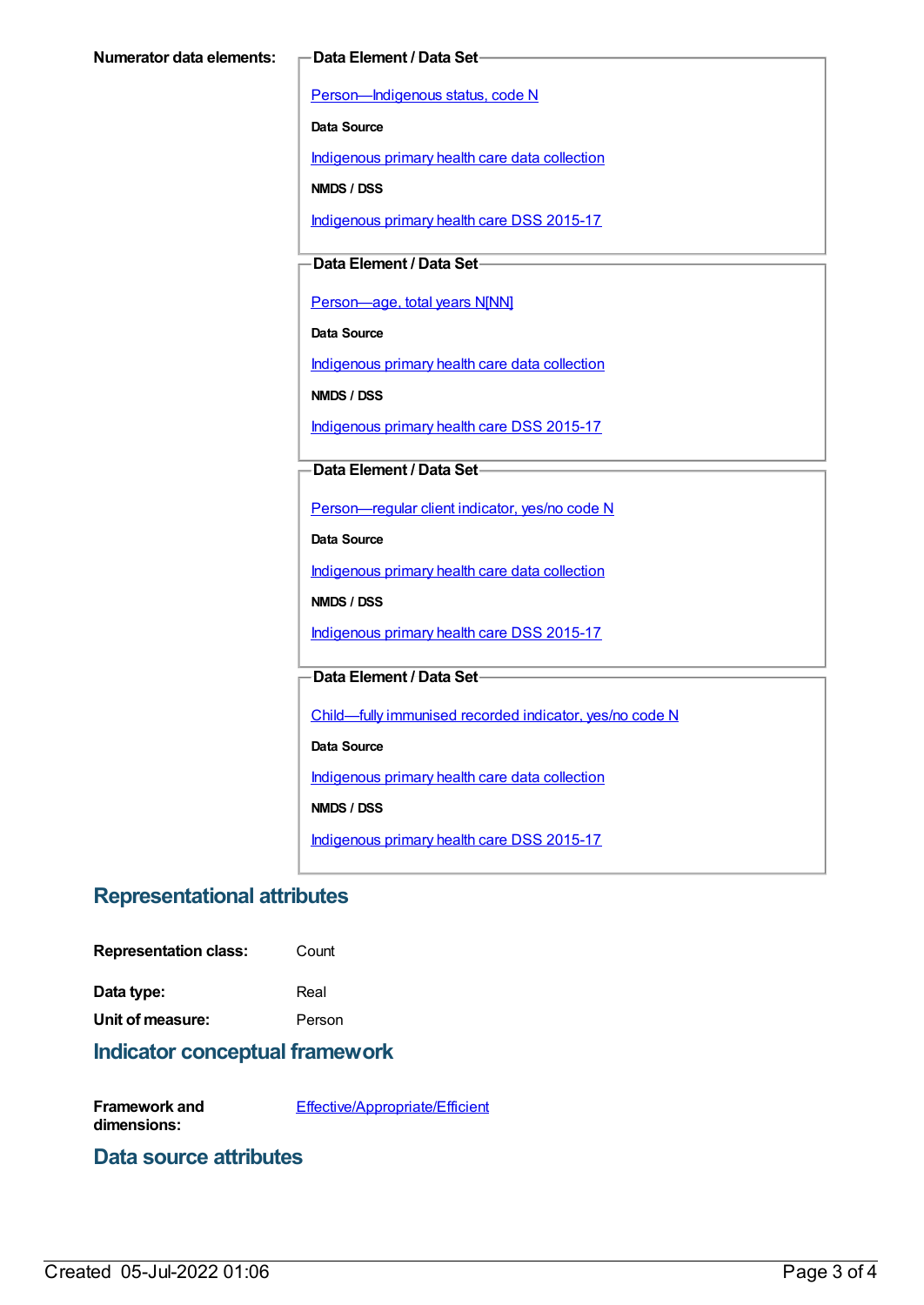**Numerator data elements:**

**Data Element / Data Set**

Person—Indigenous status, code N

**Data Source**

Indigenous primary health care data collection

**NMDS / DSS**

Indigenous primary health care DSS 2015-17

**Data Element / Data Set**

Person—age, total years N[NN]

**Data Source**

Indigenous primary health care data collection

**NMDS / DSS**

Indigenous primary health care DSS 2015-17

**Data Element / Data Set**

Person—regular client indicator, yes/no code N

**Data Source**

Indigenous primary health care data collection

**NMDS / DSS**

Indigenous primary health care DSS 2015-17

**Data Element / Data Set**

Child—fully immunised recorded indicator, yes/no code N

**Data Source**

Indigenous primary health care data collection

**NMDS / DSS**

Indigenous primary health care DSS 2015-17

## Representational attributes

**Representation class:** Count

**Data type:** Real

**Unit of measure:** Person

## Indicator conceptual framework

**Framework and dimensions:** Effective/Appropriate/Efficient

## Data source attributes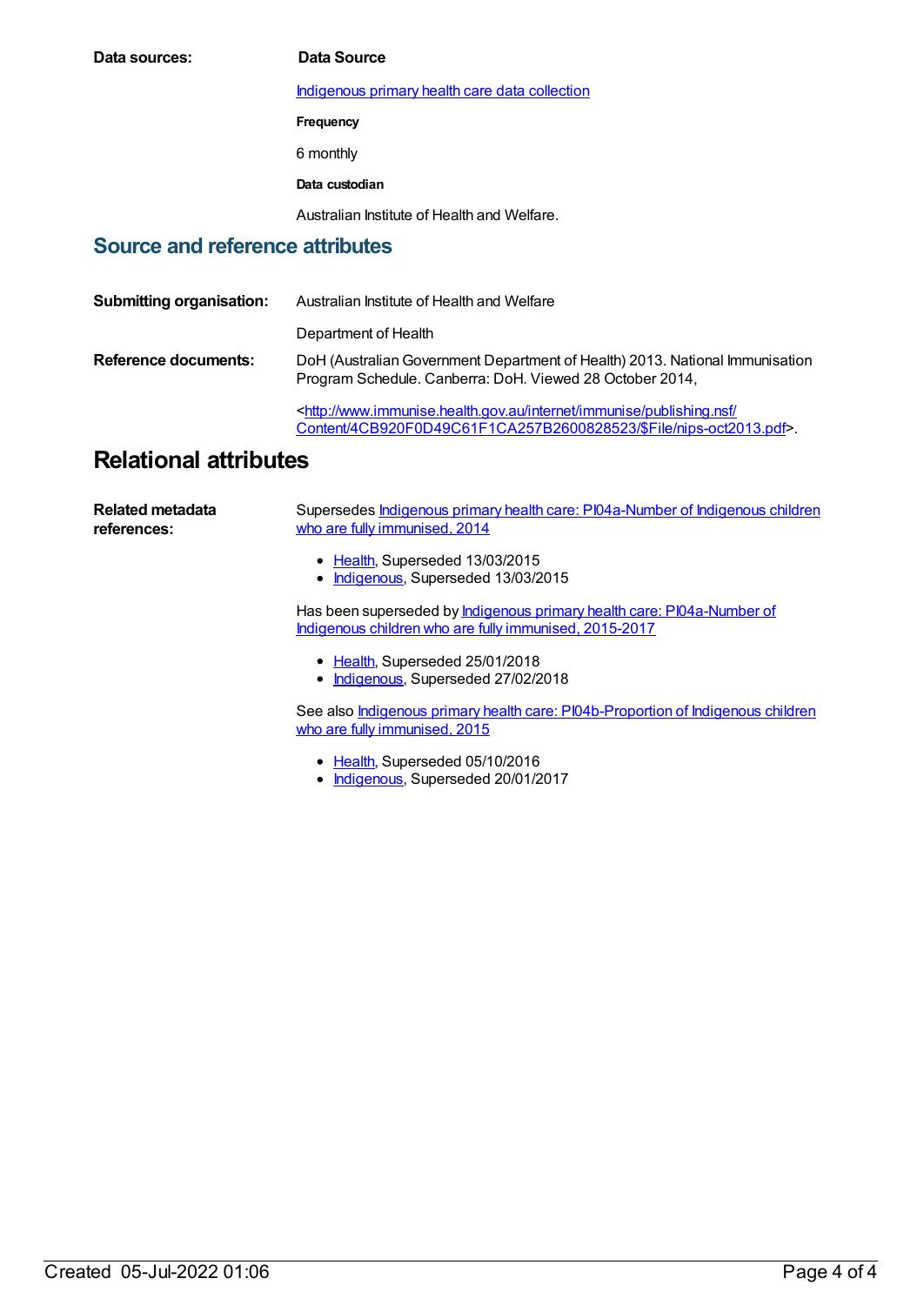**Data sources:**

**Data Source**

Indigenous primary health care data collection

**Frequency**

6 monthly

**Data custodian**

Australian Institute of Health and Welfare.

## Source and reference attributes

**Submitting organisation:** Australian Institute of Health and Welfare

Department of Health

**Reference documents:** DoH (Australian Government Department of Health) 2013. National Immunisation Program Schedule. Canberra: DoH. Viewed 28 October 2014,

<http://www.immunise.health.gov.au/internet/immunise/publishing.nsf/Content/4CB920F0D49C61F1CA257B2600828523/$File/nips-oct2013.pdf>.

# Relational attributes

**Related metadata references:**

Supersedes Indigenous primary health care: PI04a-Number of Indigenous children who are fully immunised, 2014

- Health, Superseded 13/03/2015
- Indigenous, Superseded 13/03/2015

Has been superseded by Indigenous primary health care: PI04a-Number of Indigenous children who are fully immunised, 2015-2017

- Health, Superseded 25/01/2018
- Indigenous, Superseded 27/02/2018

See also Indigenous primary health care: PI04b-Proportion of Indigenous children who are fully immunised, 2015

- Health, Superseded 05/10/2016
- Indigenous, Superseded 20/01/2017